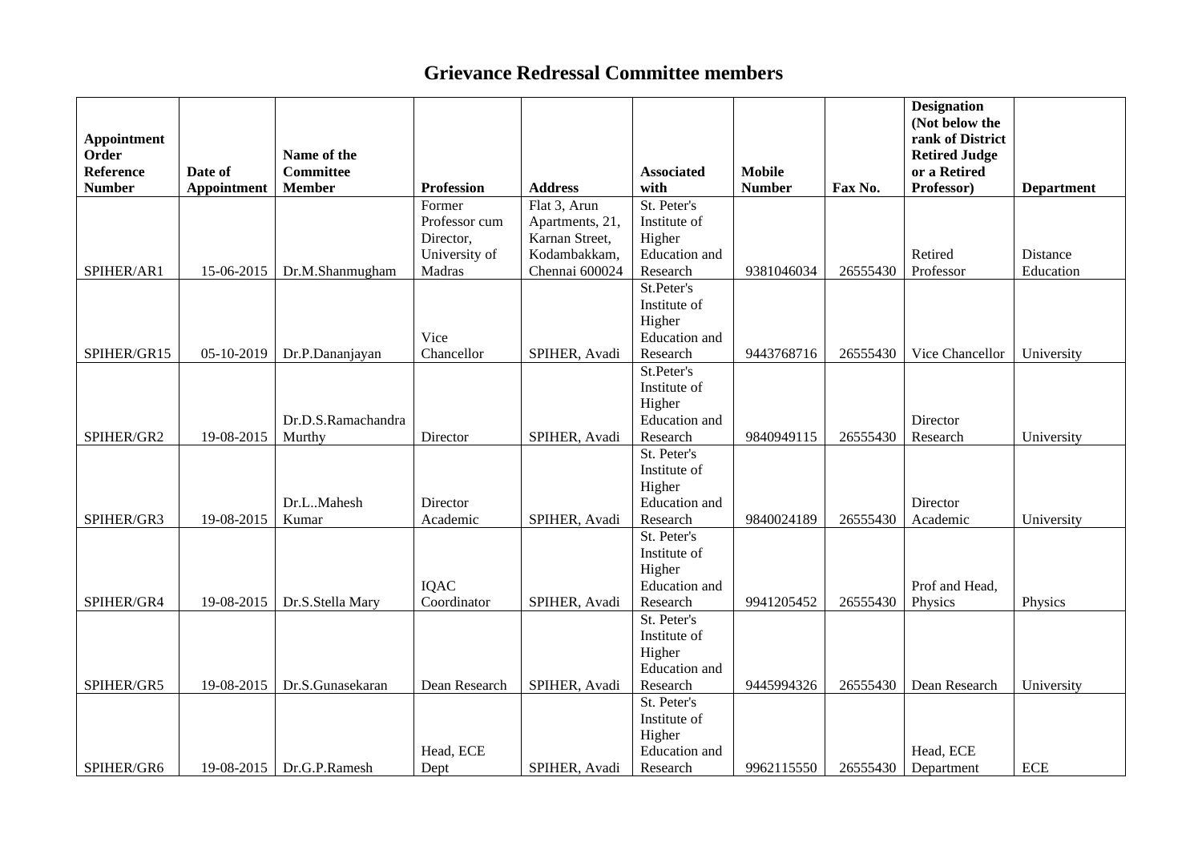# Grievance Redressal Committee members

| Appointment Order Reference Number | Date of Appointment | Name of the Committee Member | Profession | Address | Associated with | Mobile Number | Fax No. | Designation (Not below the rank of District Retired Judge or a Retired Professor) | Department |
|---|---|---|---|---|---|---|---|---|---|
| SPIHER/AR1 | 15-06-2015 | Dr.M.Shanmugham | Former Professor cum Director, University of Madras | Flat 3, Arun Apartments, 21, Karnan Street, Kodambakkam, Chennai 600024 | St. Peter's Institute of Higher Education and Research | 9381046034 | 26555430 | Retired Professor | Distance Education |
| SPIHER/GR15 | 05-10-2019 | Dr.P.Dananjayan | Vice Chancellor | SPIHER, Avadi | St.Peter's Institute of Higher Education and Research | 9443768716 | 26555430 | Vice Chancellor | University |
| SPIHER/GR2 | 19-08-2015 | Dr.D.S.Ramachandra Murthy | Director | SPIHER, Avadi | St.Peter's Institute of Higher Education and Research | 9840949115 | 26555430 | Director Research | University |
| SPIHER/GR3 | 19-08-2015 | Dr.L..Mahesh Kumar | Director Academic | SPIHER, Avadi | St. Peter's Institute of Higher Education and Research | 9840024189 | 26555430 | Director Academic | University |
| SPIHER/GR4 | 19-08-2015 | Dr.S.Stella Mary | IQAC Coordinator | SPIHER, Avadi | St. Peter's Institute of Higher Education and Research | 9941205452 | 26555430 | Prof and Head, Physics | Physics |
| SPIHER/GR5 | 19-08-2015 | Dr.S.Gunasekaran | Dean Research | SPIHER, Avadi | St. Peter's Institute of Higher Education and Research | 9445994326 | 26555430 | Dean Research | University |
| SPIHER/GR6 | 19-08-2015 | Dr.G.P.Ramesh | Head, ECE Dept | SPIHER, Avadi | St. Peter's Institute of Higher Education and Research | 9962115550 | 26555430 | Head, ECE Department | ECE |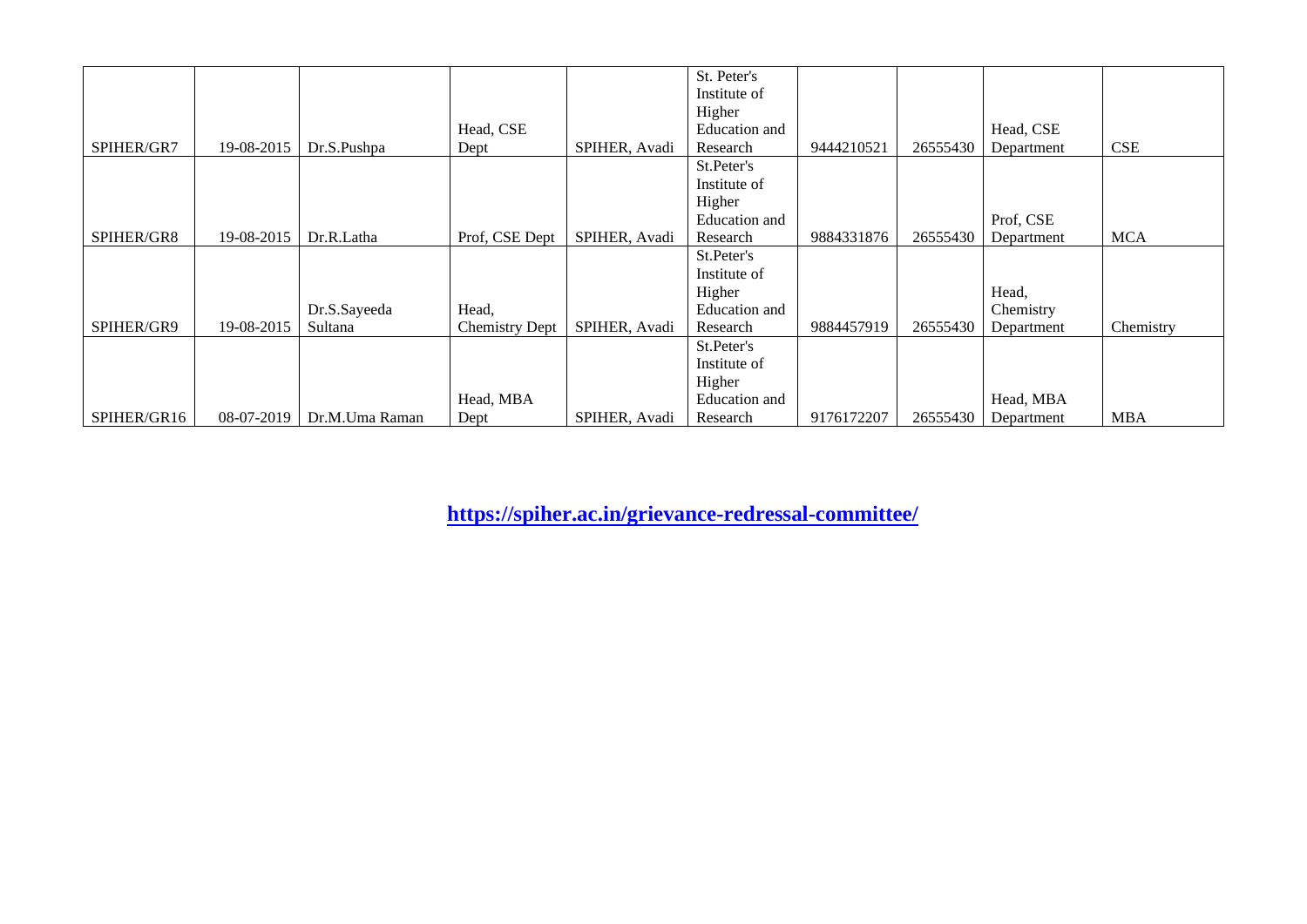| | | | | | | | | | |
|---|---|---|---|---|---|---|---|---|---|
| SPIHER/GR7 | 19-08-2015 | Dr.S.Pushpa | Head, CSE Dept | SPIHER, Avadi | St. Peter's Institute of Higher Education and Research | 9444210521 | 26555430 | Head, CSE Department | CSE |
| SPIHER/GR8 | 19-08-2015 | Dr.R.Latha | Prof, CSE Dept | SPIHER, Avadi | St.Peter's Institute of Higher Education and Research | 9884331876 | 26555430 | Prof, CSE Department | MCA |
| SPIHER/GR9 | 19-08-2015 | Dr.S.Sayeeda Sultana | Head, Chemistry Dept | SPIHER, Avadi | St.Peter's Institute of Higher Education and Research | 9884457919 | 26555430 | Head, Chemistry Department | Chemistry |
| SPIHER/GR16 | 08-07-2019 | Dr.M.Uma Raman | Head, MBA Dept | SPIHER, Avadi | St.Peter's Institute of Higher Education and Research | 9176172207 | 26555430 | Head, MBA Department | MBA |

**https://spiher.ac.in/grievance-redressal-committee/**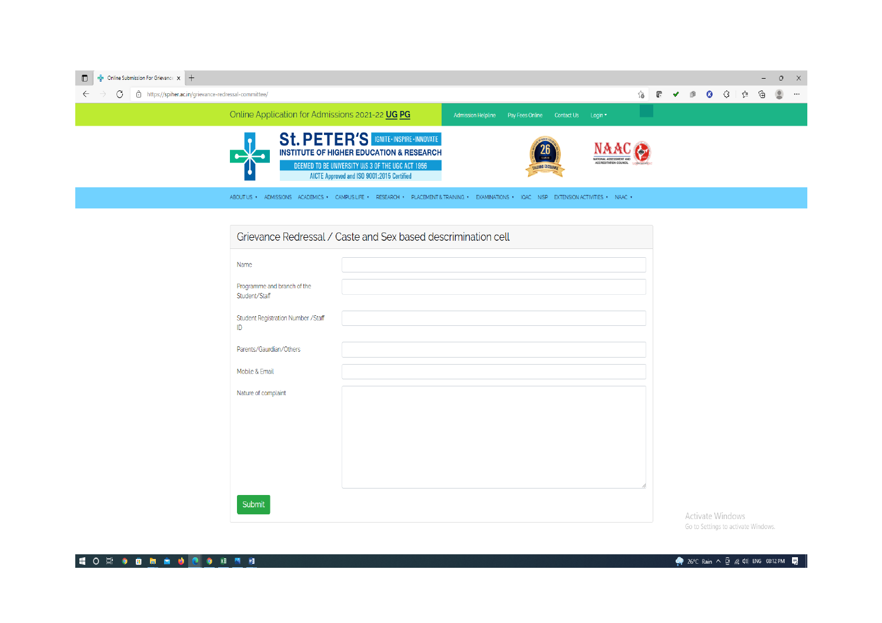Online Application for Admissions 2021-22 UG PG

Admission Helpline | Pay Fees Online | Contact Us | Login

St. PETER'S IGNITE • INSPIRE • INNOVATE
INSTITUTE OF HIGHER EDUCATION & RESEARCH
DEEMED TO BE UNIVERSITY U/S 3 OF THE UGC ACT 1956
AICTE Approved and ISO 9001:2015 Certified

ABOUT US | ADMISSIONS | ACADEMICS | CAMPUS LIFE | RESEARCH | PLACEMENT & TRAINING | EXAMINATIONS | IQAC | NISP | EXTENSION ACTIVITIES | NAAC

## Grievance Redressal / Caste and Sex based descrimination cell

Name

Programme and branch of the Student/Staff

Student Registration Number /Staff ID

Parents/Gaurdian/Others

Mobile & Email

Nature of complaint

Submit